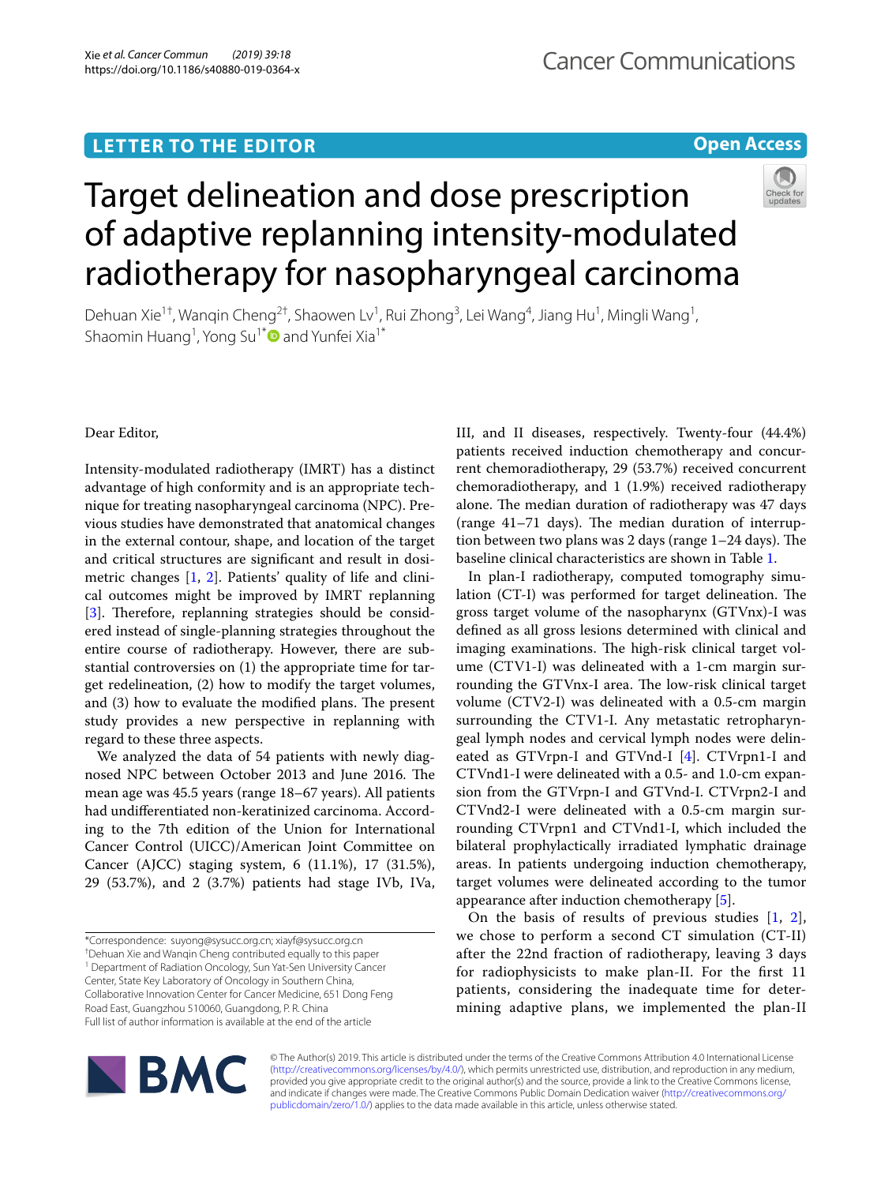LETTER TO THE EDITOR

Open Access

# Target delineation and dose prescription of adaptive replanning intensity-modulated radiotherapy for nasopharyngeal carcinoma

Dehuan Xie[1†], Wanqin Cheng[2†], Shaowen Lv[1], Rui Zhong[3], Lei Wang[4], Jiang Hu[1], Mingli Wang[1], Shaomin Huang[1], Yong Su[1*] and Yunfei Xia[1*]

Dear Editor,

Intensity-modulated radiotherapy (IMRT) has a distinct advantage of high conformity and is an appropriate technique for treating nasopharyngeal carcinoma (NPC). Previous studies have demonstrated that anatomical changes in the external contour, shape, and location of the target and critical structures are significant and result in dosimetric changes [1, 2]. Patients' quality of life and clinical outcomes might be improved by IMRT replanning [3]. Therefore, replanning strategies should be considered instead of single-planning strategies throughout the entire course of radiotherapy. However, there are substantial controversies on (1) the appropriate time for target redelineation, (2) how to modify the target volumes, and (3) how to evaluate the modified plans. The present study provides a new perspective in replanning with regard to these three aspects.

We analyzed the data of 54 patients with newly diagnosed NPC between October 2013 and June 2016. The mean age was 45.5 years (range 18–67 years). All patients had undifferentiated non-keratinized carcinoma. According to the 7th edition of the Union for International Cancer Control (UICC)/American Joint Committee on Cancer (AJCC) staging system, 6 (11.1%), 17 (31.5%), 29 (53.7%), and 2 (3.7%) patients had stage IVb, IVa, III, and II diseases, respectively. Twenty-four (44.4%) patients received induction chemotherapy and concurrent chemoradiotherapy, 29 (53.7%) received concurrent chemoradiotherapy, and 1 (1.9%) received radiotherapy alone. The median duration of radiotherapy was 47 days (range 41–71 days). The median duration of interruption between two plans was 2 days (range 1–24 days). The baseline clinical characteristics are shown in Table 1.

In plan-I radiotherapy, computed tomography simulation (CT-I) was performed for target delineation. The gross target volume of the nasopharynx (GTVnx)-I was defined as all gross lesions determined with clinical and imaging examinations. The high-risk clinical target volume (CTV1-I) was delineated with a 1-cm margin surrounding the GTVnx-I area. The low-risk clinical target volume (CTV2-I) was delineated with a 0.5-cm margin surrounding the CTV1-I. Any metastatic retropharyngeal lymph nodes and cervical lymph nodes were delineated as GTVrpn-I and GTVnd-I [4]. CTVrpn1-I and CTVnd1-I were delineated with a 0.5- and 1.0-cm expansion from the GTVrpn-I and GTVnd-I. CTVrpn2-I and CTVnd2-I were delineated with a 0.5-cm margin surrounding CTVrpn1 and CTVnd1-I, which included the bilateral prophylactically irradiated lymphatic drainage areas. In patients undergoing induction chemotherapy, target volumes were delineated according to the tumor appearance after induction chemotherapy [5].

On the basis of results of previous studies [1, 2], we chose to perform a second CT simulation (CT-II) after the 22nd fraction of radiotherapy, leaving 3 days for radiophysicists to make plan-II. For the first 11 patients, considering the inadequate time for determining adaptive plans, we implemented the plan-II

*Correspondence: suyong@sysucc.org.cn; xiayf@sysucc.org.cn
†Dehuan Xie and Wanqin Cheng contributed equally to this paper
[1] Department of Radiation Oncology, Sun Yat-Sen University Cancer Center, State Key Laboratory of Oncology in Southern China, Collaborative Innovation Center for Cancer Medicine, 651 Dong Feng Road East, Guangzhou 510060, Guangdong, P. R. China
Full list of author information is available at the end of the article

© The Author(s) 2019. This article is distributed under the terms of the Creative Commons Attribution 4.0 International License (http://creativecommons.org/licenses/by/4.0/), which permits unrestricted use, distribution, and reproduction in any medium, provided you give appropriate credit to the original author(s) and the source, provide a link to the Creative Commons license, and indicate if changes were made. The Creative Commons Public Domain Dedication waiver (http://creativecommons.org/publicdomain/zero/1.0/) applies to the data made available in this article, unless otherwise stated.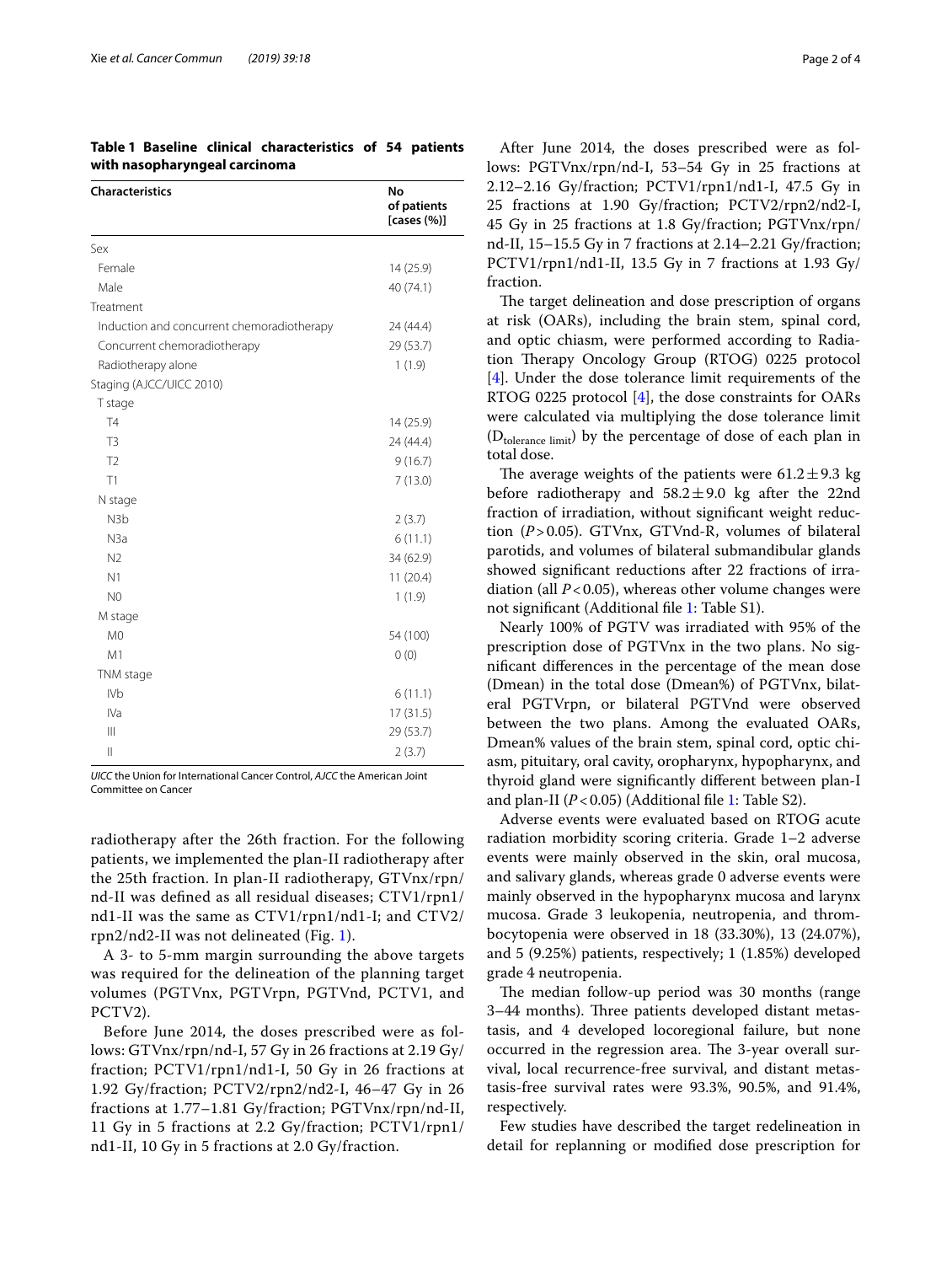**Table 1 Baseline clinical characteristics of 54 patients with nasopharyngeal carcinoma**

| Characteristics | No of patients [cases (%)] |
|---|---|
| Sex | |
| Female | 14 (25.9) |
| Male | 40 (74.1) |
| Treatment | |
| Induction and concurrent chemoradiotherapy | 24 (44.4) |
| Concurrent chemoradiotherapy | 29 (53.7) |
| Radiotherapy alone | 1 (1.9) |
| Staging (AJCC/UICC 2010) | |
| T stage | |
| T4 | 14 (25.9) |
| T3 | 24 (44.4) |
| T2 | 9 (16.7) |
| T1 | 7 (13.0) |
| N stage | |
| N3b | 2 (3.7) |
| N3a | 6 (11.1) |
| N2 | 34 (62.9) |
| N1 | 11 (20.4) |
| N0 | 1 (1.9) |
| M stage | |
| M0 | 54 (100) |
| M1 | 0 (0) |
| TNM stage | |
| IVb | 6 (11.1) |
| IVa | 17 (31.5) |
| III | 29 (53.7) |
| II | 2 (3.7) |

*UICC* the Union for International Cancer Control, *AJCC* the American Joint Committee on Cancer

radiotherapy after the 26th fraction. For the following patients, we implemented the plan-II radiotherapy after the 25th fraction. In plan-II radiotherapy, GTVnx/rpn/nd-II was defined as all residual diseases; CTV1/rpn1/nd1-II was the same as CTV1/rpn1/nd1-I; and CTV2/rpn2/nd2-II was not delineated (Fig. 1).

A 3- to 5-mm margin surrounding the above targets was required for the delineation of the planning target volumes (PGTVnx, PGTVrpn, PGTVnd, PCTV1, and PCTV2).

Before June 2014, the doses prescribed were as follows: GTVnx/rpn/nd-I, 57 Gy in 26 fractions at 2.19 Gy/fraction; PCTV1/rpn1/nd1-I, 50 Gy in 26 fractions at 1.92 Gy/fraction; PCTV2/rpn2/nd2-I, 46–47 Gy in 26 fractions at 1.77–1.81 Gy/fraction; PGTVnx/rpn/nd-II, 11 Gy in 5 fractions at 2.2 Gy/fraction; PCTV1/rpn1/nd1-II, 10 Gy in 5 fractions at 2.0 Gy/fraction.

After June 2014, the doses prescribed were as follows: PGTVnx/rpn/nd-I, 53–54 Gy in 25 fractions at 2.12–2.16 Gy/fraction; PCTV1/rpn1/nd1-I, 47.5 Gy in 25 fractions at 1.90 Gy/fraction; PCTV2/rpn2/nd2-I, 45 Gy in 25 fractions at 1.8 Gy/fraction; PGTVnx/rpn/nd-II, 15–15.5 Gy in 7 fractions at 2.14–2.21 Gy/fraction; PCTV1/rpn1/nd1-II, 13.5 Gy in 7 fractions at 1.93 Gy/fraction.

The target delineation and dose prescription of organs at risk (OARs), including the brain stem, spinal cord, and optic chiasm, were performed according to Radiation Therapy Oncology Group (RTOG) 0225 protocol [4]. Under the dose tolerance limit requirements of the RTOG 0225 protocol [4], the dose constraints for OARs were calculated via multiplying the dose tolerance limit ($D_{\text{tolerance limit}}$) by the percentage of dose of each plan in total dose.

The average weights of the patients were $61.2 \pm 9.3$ kg before radiotherapy and $58.2 \pm 9.0$ kg after the 22nd fraction of irradiation, without significant weight reduction ($P > 0.05$). GTVnx, GTVnd-R, volumes of bilateral parotids, and volumes of bilateral submandibular glands showed significant reductions after 22 fractions of irradiation (all $P < 0.05$), whereas other volume changes were not significant (Additional file 1: Table S1).

Nearly 100% of PGTV was irradiated with 95% of the prescription dose of PGTVnx in the two plans. No significant differences in the percentage of the mean dose (Dmean) in the total dose (Dmean%) of PGTVnx, bilateral PGTVrpn, or bilateral PGTVnd were observed between the two plans. Among the evaluated OARs, Dmean% values of the brain stem, spinal cord, optic chiasm, pituitary, oral cavity, oropharynx, hypopharynx, and thyroid gland were significantly different between plan-I and plan-II ($P < 0.05$) (Additional file 1: Table S2).

Adverse events were evaluated based on RTOG acute radiation morbidity scoring criteria. Grade 1–2 adverse events were mainly observed in the skin, oral mucosa, and salivary glands, whereas grade 0 adverse events were mainly observed in the hypopharynx mucosa and larynx mucosa. Grade 3 leukopenia, neutropenia, and thrombocytopenia were observed in 18 (33.30%), 13 (24.07%), and 5 (9.25%) patients, respectively; 1 (1.85%) developed grade 4 neutropenia.

The median follow-up period was 30 months (range 3–44 months). Three patients developed distant metastasis, and 4 developed locoregional failure, but none occurred in the regression area. The 3-year overall survival, local recurrence-free survival, and distant metastasis-free survival rates were 93.3%, 90.5%, and 91.4%, respectively.

Few studies have described the target redelineation in detail for replanning or modified dose prescription for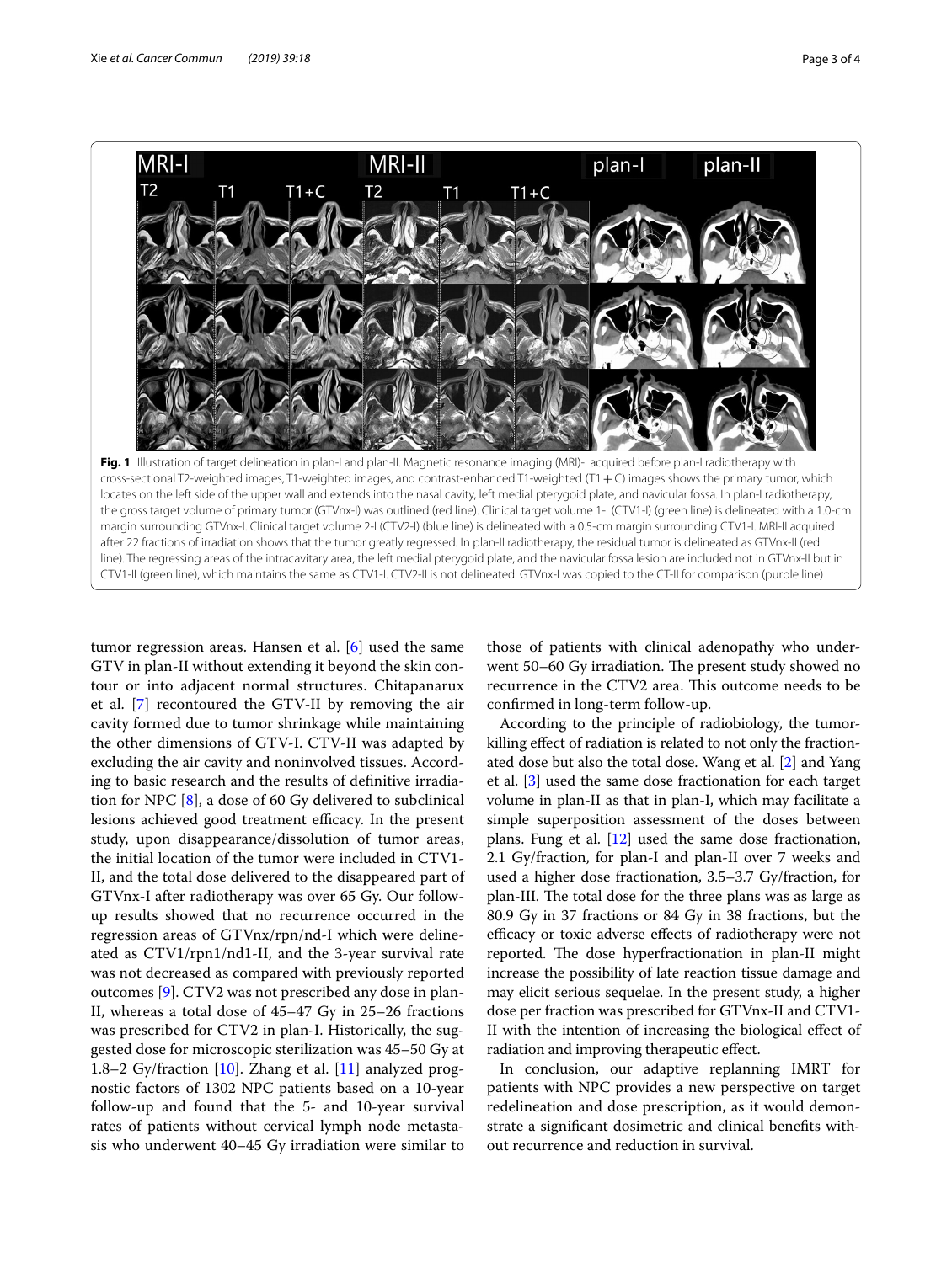**Fig. 1** Illustration of target delineation in plan-I and plan-II. Magnetic resonance imaging (MRI)-I acquired before plan-I radiotherapy with cross-sectional T2-weighted images, T1-weighted images, and contrast-enhanced T1-weighted (T1 + C) images shows the primary tumor, which locates on the left side of the upper wall and extends into the nasal cavity, left medial pterygoid plate, and navicular fossa. In plan-I radiotherapy, the gross target volume of primary tumor (GTVnx-I) was outlined (red line). Clinical target volume 1-I (CTV1-I) (green line) is delineated with a 1.0-cm margin surrounding GTVnx-I. Clinical target volume 2-I (CTV2-I) (blue line) is delineated with a 0.5-cm margin surrounding CTV1-I. MRI-II acquired after 22 fractions of irradiation shows that the tumor greatly regressed. In plan-II radiotherapy, the residual tumor is delineated as GTVnx-II (red line). The regressing areas of the intracavitary area, the left medial pterygoid plate, and the navicular fossa lesion are included not in GTVnx-II but in CTV1-II (green line), which maintains the same as CTV1-I. CTV2-II is not delineated. GTVnx-I was copied to the CT-II for comparison (purple line)

tumor regression areas. Hansen et al. [6] used the same GTV in plan-II without extending it beyond the skin contour or into adjacent normal structures. Chitapanarux et al. [7] recontoured the GTV-II by removing the air cavity formed due to tumor shrinkage while maintaining the other dimensions of GTV-I. CTV-II was adapted by excluding the air cavity and noninvolved tissues. According to basic research and the results of definitive irradiation for NPC [8], a dose of 60 Gy delivered to subclinical lesions achieved good treatment efficacy. In the present study, upon disappearance/dissolution of tumor areas, the initial location of the tumor were included in CTV1-II, and the total dose delivered to the disappeared part of GTVnx-I after radiotherapy was over 65 Gy. Our follow-up results showed that no recurrence occurred in the regression areas of GTVnx/rpn/nd-I which were delineated as CTV1/rpn1/nd1-II, and the 3-year survival rate was not decreased as compared with previously reported outcomes [9]. CTV2 was not prescribed any dose in plan-II, whereas a total dose of 45–47 Gy in 25–26 fractions was prescribed for CTV2 in plan-I. Historically, the suggested dose for microscopic sterilization was 45–50 Gy at 1.8–2 Gy/fraction [10]. Zhang et al. [11] analyzed prognostic factors of 1302 NPC patients based on a 10-year follow-up and found that the 5- and 10-year survival rates of patients without cervical lymph node metastasis who underwent 40–45 Gy irradiation were similar to those of patients with clinical adenopathy who underwent 50–60 Gy irradiation. The present study showed no recurrence in the CTV2 area. This outcome needs to be confirmed in long-term follow-up.

According to the principle of radiobiology, the tumor-killing effect of radiation is related to not only the fractionated dose but also the total dose. Wang et al. [2] and Yang et al. [3] used the same dose fractionation for each target volume in plan-II as that in plan-I, which may facilitate a simple superposition assessment of the doses between plans. Fung et al. [12] used the same dose fractionation, 2.1 Gy/fraction, for plan-I and plan-II over 7 weeks and used a higher dose fractionation, 3.5–3.7 Gy/fraction, for plan-III. The total dose for the three plans was as large as 80.9 Gy in 37 fractions or 84 Gy in 38 fractions, but the efficacy or toxic adverse effects of radiotherapy were not reported. The dose hyperfractionation in plan-II might increase the possibility of late reaction tissue damage and may elicit serious sequelae. In the present study, a higher dose per fraction was prescribed for GTVnx-II and CTV1-II with the intention of increasing the biological effect of radiation and improving therapeutic effect.

In conclusion, our adaptive replanning IMRT for patients with NPC provides a new perspective on target redelineation and dose prescription, as it would demonstrate a significant dosimetric and clinical benefits without recurrence and reduction in survival.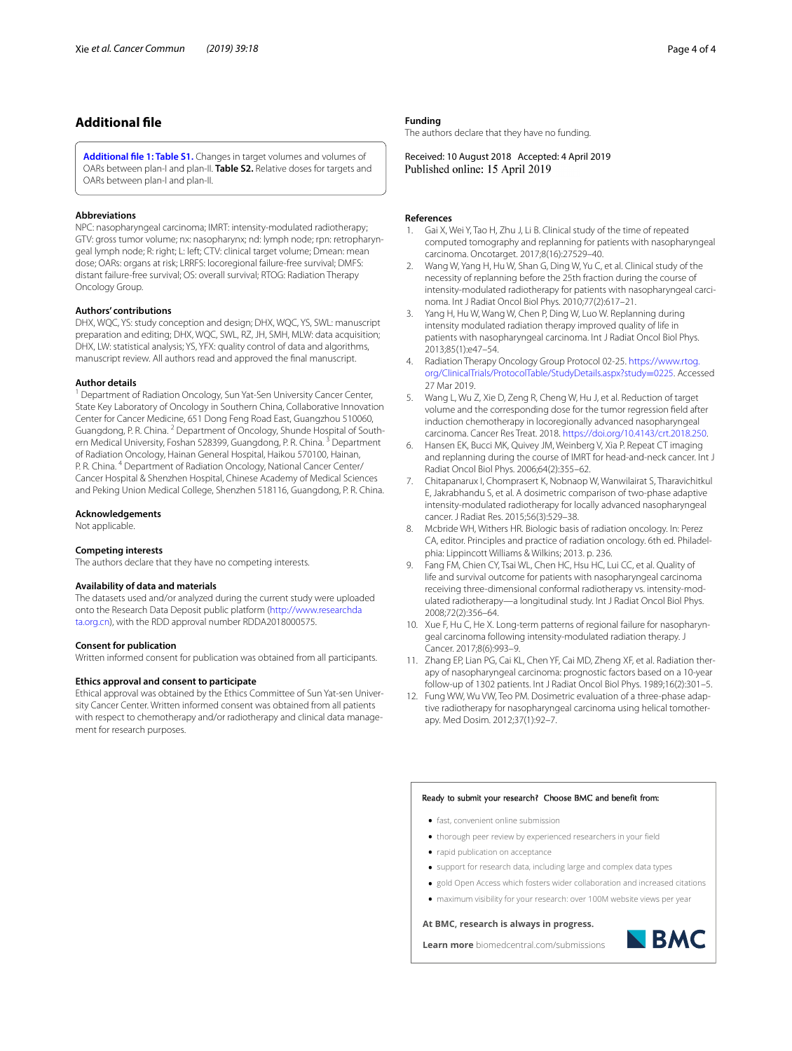## Additional file

**Additional file 1: Table S1.** Changes in target volumes and volumes of OARs between plan-I and plan-II. **Table S2.** Relative doses for targets and OARs between plan-I and plan-II.

### Abbreviations

NPC: nasopharyngeal carcinoma; IMRT: intensity-modulated radiotherapy; GTV: gross tumor volume; nx: nasopharynx; nd: lymph node; rpn: retropharyngeal lymph node; R: right; L: left; CTV: clinical target volume; Dmean: mean dose; OARs: organs at risk; LRRFS: locoregional failure-free survival; DMFS: distant failure-free survival; OS: overall survival; RTOG: Radiation Therapy Oncology Group.

### Authors' contributions

DHX, WQC, YS: study conception and design; DHX, WQC, YS, SWL: manuscript preparation and editing; DHX, WQC, SWL, RZ, JH, SMH, MLW: data acquisition; DHX, LW: statistical analysis; YS, YFX: quality control of data and algorithms, manuscript review. All authors read and approved the final manuscript.

### Author details

[1] Department of Radiation Oncology, Sun Yat-Sen University Cancer Center, State Key Laboratory of Oncology in Southern China, Collaborative Innovation Center for Cancer Medicine, 651 Dong Feng Road East, Guangzhou 510060, Guangdong, P. R. China. [2] Department of Oncology, Shunde Hospital of Southern Medical University, Foshan 528399, Guangdong, P. R. China. [3] Department of Radiation Oncology, Hainan General Hospital, Haikou 570100, Hainan, P. R. China. [4] Department of Radiation Oncology, National Cancer Center/Cancer Hospital & Shenzhen Hospital, Chinese Academy of Medical Sciences and Peking Union Medical College, Shenzhen 518116, Guangdong, P. R. China.

### Acknowledgements

Not applicable.

### Competing interests

The authors declare that they have no competing interests.

### Availability of data and materials

The datasets used and/or analyzed during the current study were uploaded onto the Research Data Deposit public platform (http://www.researchdata.org.cn), with the RDD approval number RDDA2018000575.

### Consent for publication

Written informed consent for publication was obtained from all participants.

### Ethics approval and consent to participate

Ethical approval was obtained by the Ethics Committee of Sun Yat-sen University Cancer Center. Written informed consent was obtained from all patients with respect to chemotherapy and/or radiotherapy and clinical data management for research purposes.

### Funding

The authors declare that they have no funding.

Received: 10 August 2018 Accepted: 4 April 2019
Published online: 15 April 2019

### References

1. Gai X, Wei Y, Tao H, Zhu J, Li B. Clinical study of the time of repeated computed tomography and replanning for patients with nasopharyngeal carcinoma. Oncotarget. 2017;8(16):27529–40.
2. Wang W, Yang H, Hu W, Shan G, Ding W, Yu C, et al. Clinical study of the necessity of replanning before the 25th fraction during the course of intensity-modulated radiotherapy for patients with nasopharyngeal carcinoma. Int J Radiat Oncol Biol Phys. 2010;77(2):617–21.
3. Yang H, Hu W, Wang W, Chen P, Ding W, Luo W. Replanning during intensity modulated radiation therapy improved quality of life in patients with nasopharyngeal carcinoma. Int J Radiat Oncol Biol Phys. 2013;85(1):e47–54.
4. Radiation Therapy Oncology Group Protocol 02-25. https://www.rtog.org/ClinicalTrials/ProtocolTable/StudyDetails.aspx?study=0225. Accessed 27 Mar 2019.
5. Wang L, Wu Z, Xie D, Zeng R, Cheng W, Hu J, et al. Reduction of target volume and the corresponding dose for the tumor regression field after induction chemotherapy in locoregionally advanced nasopharyngeal carcinoma. Cancer Res Treat. 2018. https://doi.org/10.4143/crt.2018.250.
6. Hansen EK, Bucci MK, Quivey JM, Weinberg V, Xia P. Repeat CT imaging and replanning during the course of IMRT for head-and-neck cancer. Int J Radiat Oncol Biol Phys. 2006;64(2):355–62.
7. Chitapanarux I, Chomprasert K, Nobnaop W, Wanwilairat S, Tharavichitkul E, Jakrabhandu S, et al. A dosimetric comparison of two-phase adaptive intensity-modulated radiotherapy for locally advanced nasopharyngeal cancer. J Radiat Res. 2015;56(3):529–38.
8. Mcbride WH, Withers HR. Biologic basis of radiation oncology. In: Perez CA, editor. Principles and practice of radiation oncology. 6th ed. Philadelphia: Lippincott Williams & Wilkins; 2013. p. 236.
9. Fang FM, Chien CY, Tsai WL, Chen HC, Hsu HC, Lui CC, et al. Quality of life and survival outcome for patients with nasopharyngeal carcinoma receiving three-dimensional conformal radiotherapy vs. intensity-modulated radiotherapy—a longitudinal study. Int J Radiat Oncol Biol Phys. 2008;72(2):356–64.
10. Xue F, Hu C, He X. Long-term patterns of regional failure for nasopharyngeal carcinoma following intensity-modulated radiation therapy. J Cancer. 2017;8(6):993–9.
11. Zhang EP, Lian PG, Cai KL, Chen YF, Cai MD, Zheng XF, et al. Radiation therapy of nasopharyngeal carcinoma: prognostic factors based on a 10-year follow-up of 1302 patients. Int J Radiat Oncol Biol Phys. 1989;16(2):301–5.
12. Fung WW, Wu VW, Teo PM. Dosimetric evaluation of a three-phase adaptive radiotherapy for nasopharyngeal carcinoma using helical tomotherapy. Med Dosim. 2012;37(1):92–7.

Ready to submit your research? Choose BMC and benefit from:

- fast, convenient online submission
- thorough peer review by experienced researchers in your field
- rapid publication on acceptance
- support for research data, including large and complex data types
- gold Open Access which fosters wider collaboration and increased citations
- maximum visibility for your research: over 100M website views per year

**At BMC, research is always in progress.**

**Learn more** biomedcentral.com/submissions

BMC